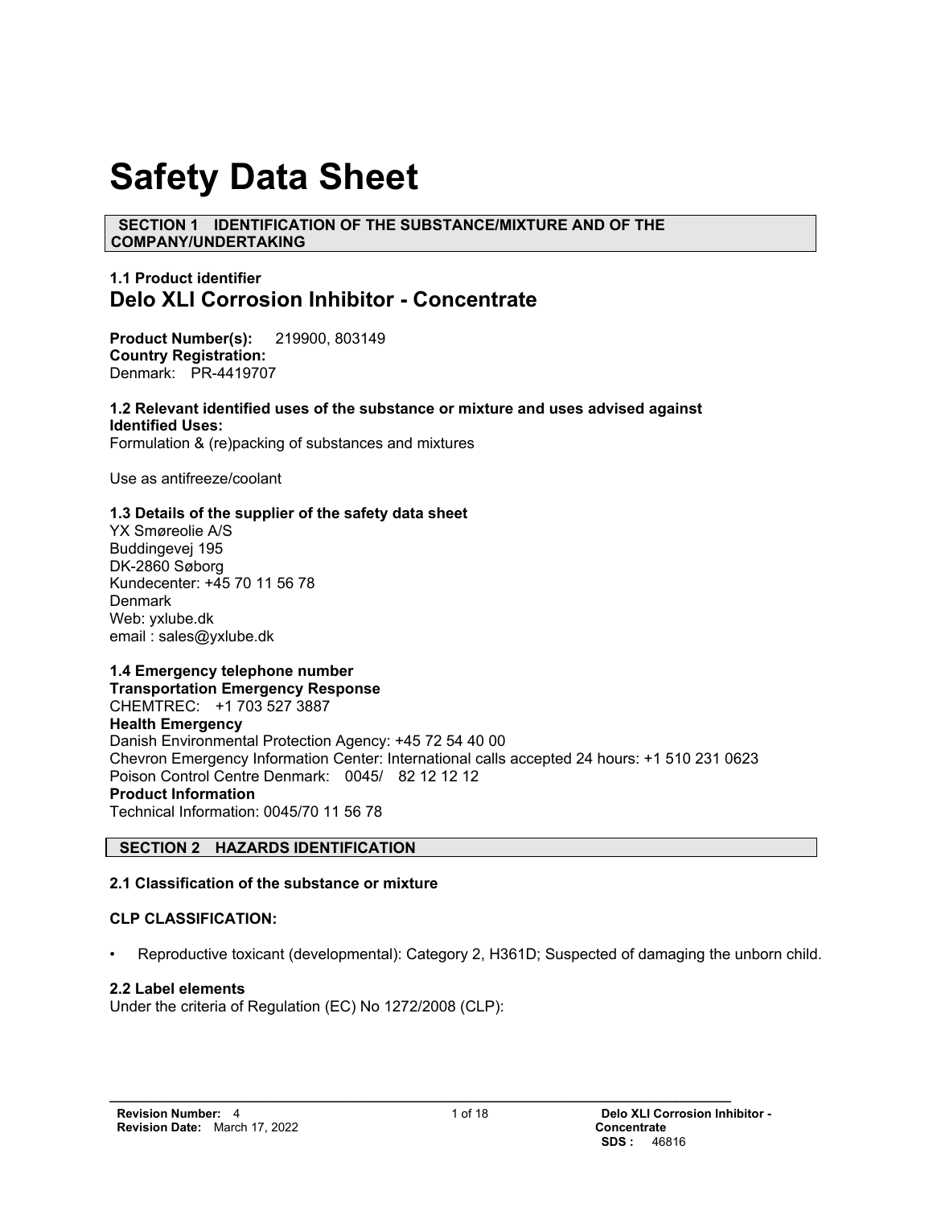# Safety Data Sheet

## SECTION 1 IDENTIFICATION OF THE SUBSTANCE/MIXTURE AND OF THE COMPANY/UNDERTAKING

### 1.1 Product identifier

## Delo XLI Corrosion Inhibitor - Concentrate

**Product Number(s):** 219900, 803149
**Country Registration:**
Denmark: PR-4419707

### 1.2 Relevant identified uses of the substance or mixture and uses advised against

**Identified Uses:**
Formulation & (re)packing of substances and mixtures

Use as antifreeze/coolant

### 1.3 Details of the supplier of the safety data sheet

YX Smøreolie A/S
Buddingevej 195
DK-2860 Søborg
Kundecenter: +45 70 11 56 78
Denmark
Web: yxlube.dk
email : sales@yxlube.dk

### 1.4 Emergency telephone number

**Transportation Emergency Response**
CHEMTREC: +1 703 527 3887
**Health Emergency**
Danish Environmental Protection Agency: +45 72 54 40 00
Chevron Emergency Information Center: International calls accepted 24 hours: +1 510 231 0623
Poison Control Centre Denmark: 0045/ 82 12 12 12
**Product Information**
Technical Information: 0045/70 11 56 78

## SECTION 2 HAZARDS IDENTIFICATION

### 2.1 Classification of the substance or mixture

**CLP CLASSIFICATION:**

- Reproductive toxicant (developmental): Category 2, H361D; Suspected of damaging the unborn child.

### 2.2 Label elements

Under the criteria of Regulation (EC) No 1272/2008 (CLP):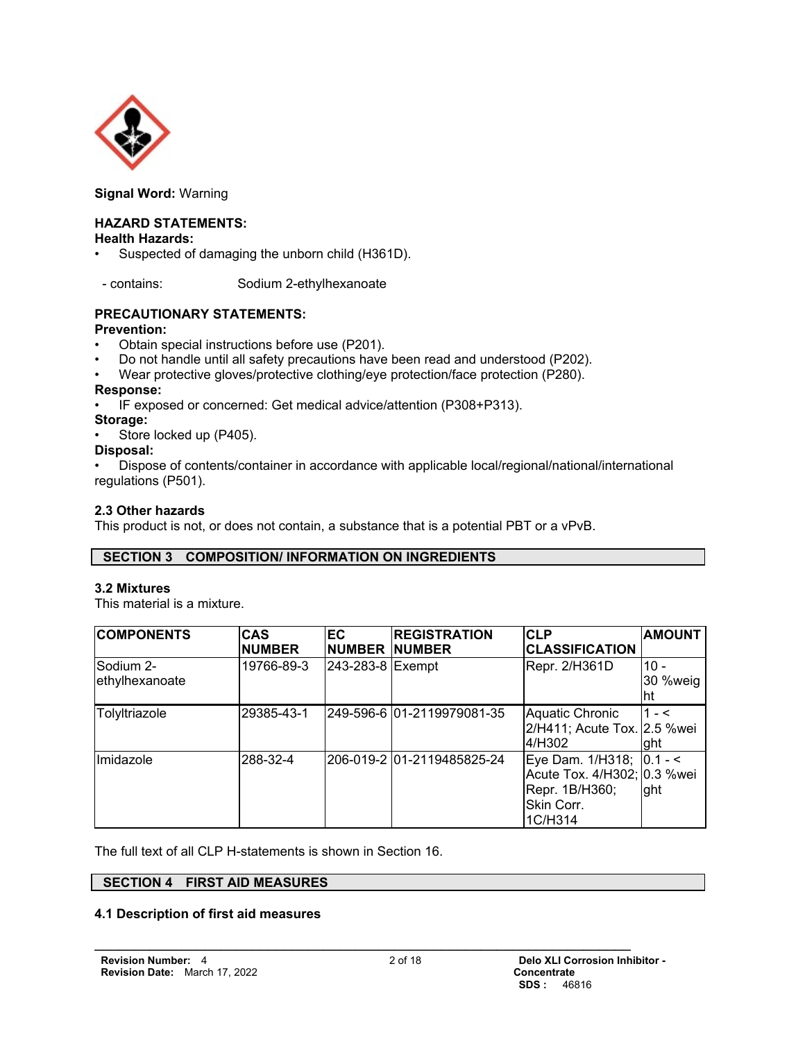**Signal Word:** Warning

**HAZARD STATEMENTS:**

**Health Hazards:**

- Suspected of damaging the unborn child (H361D).

- contains: Sodium 2-ethylhexanoate

**PRECAUTIONARY STATEMENTS:**

**Prevention:**

- Obtain special instructions before use (P201).
- Do not handle until all safety precautions have been read and understood (P202).
- Wear protective gloves/protective clothing/eye protection/face protection (P280).

**Response:**

- IF exposed or concerned: Get medical advice/attention (P308+P313).

**Storage:**

- Store locked up (P405).

**Disposal:**

- Dispose of contents/container in accordance with applicable local/regional/national/international regulations (P501).

### 2.3 Other hazards

This product is not, or does not contain, a substance that is a potential PBT or a vPvB.

## SECTION 3 COMPOSITION/ INFORMATION ON INGREDIENTS

### 3.2 Mixtures

This material is a mixture.

| COMPONENTS | CAS NUMBER | EC NUMBER | REGISTRATION NUMBER | CLP CLASSIFICATION | AMOUNT |
|---|---|---|---|---|---|
| Sodium 2-ethylhexanoate | 19766-89-3 | 243-283-8 | Exempt | Repr. 2/H361D | 10 - 30 %weight |
| Tolyltriazole | 29385-43-1 | 249-596-6 | 01-2119979081-35 | Aquatic Chronic 2/H411; Acute Tox. 4/H302 | 1 - < 2.5 %weight |
| Imidazole | 288-32-4 | 206-019-2 | 01-2119485825-24 | Eye Dam. 1/H318; Acute Tox. 4/H302; Repr. 1B/H360; Skin Corr. 1C/H314 | 0.1 - < 0.3 %weight |

The full text of all CLP H-statements is shown in Section 16.

## SECTION 4 FIRST AID MEASURES

### 4.1 Description of first aid measures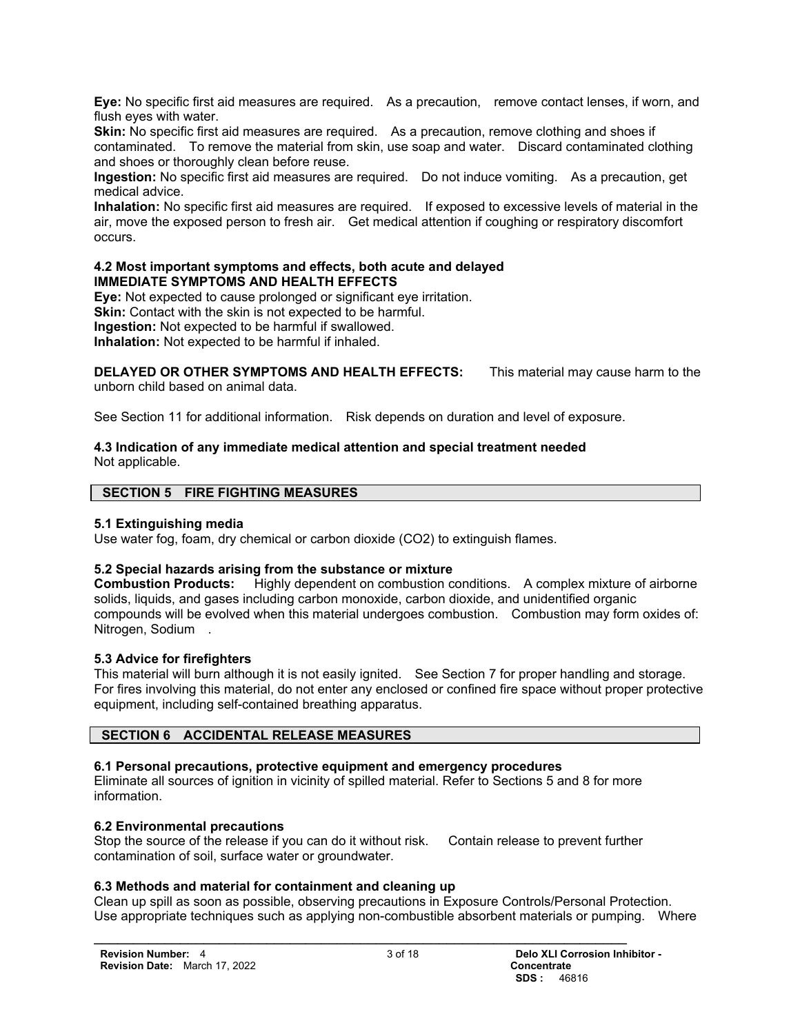**Eye:** No specific first aid measures are required. As a precaution, remove contact lenses, if worn, and flush eyes with water.
**Skin:** No specific first aid measures are required. As a precaution, remove clothing and shoes if contaminated. To remove the material from skin, use soap and water. Discard contaminated clothing and shoes or thoroughly clean before reuse.
**Ingestion:** No specific first aid measures are required. Do not induce vomiting. As a precaution, get medical advice.
**Inhalation:** No specific first aid measures are required. If exposed to excessive levels of material in the air, move the exposed person to fresh air. Get medical attention if coughing or respiratory discomfort occurs.

#### 4.2 Most important symptoms and effects, both acute and delayed

**IMMEDIATE SYMPTOMS AND HEALTH EFFECTS**

**Eye:** Not expected to cause prolonged or significant eye irritation.
**Skin:** Contact with the skin is not expected to be harmful.
**Ingestion:** Not expected to be harmful if swallowed.
**Inhalation:** Not expected to be harmful if inhaled.

**DELAYED OR OTHER SYMPTOMS AND HEALTH EFFECTS:** This material may cause harm to the unborn child based on animal data.

See Section 11 for additional information. Risk depends on duration and level of exposure.

#### 4.3 Indication of any immediate medical attention and special treatment needed

Not applicable.

## SECTION 5 FIRE FIGHTING MEASURES

#### 5.1 Extinguishing media

Use water fog, foam, dry chemical or carbon dioxide ($CO_2$) to extinguish flames.

#### 5.2 Special hazards arising from the substance or mixture

**Combustion Products:** Highly dependent on combustion conditions. A complex mixture of airborne solids, liquids, and gases including carbon monoxide, carbon dioxide, and unidentified organic compounds will be evolved when this material undergoes combustion. Combustion may form oxides of: Nitrogen, Sodium .

#### 5.3 Advice for firefighters

This material will burn although it is not easily ignited. See Section 7 for proper handling and storage. For fires involving this material, do not enter any enclosed or confined fire space without proper protective equipment, including self-contained breathing apparatus.

## SECTION 6 ACCIDENTAL RELEASE MEASURES

#### 6.1 Personal precautions, protective equipment and emergency procedures

Eliminate all sources of ignition in vicinity of spilled material. Refer to Sections 5 and 8 for more information.

#### 6.2 Environmental precautions

Stop the source of the release if you can do it without risk. Contain release to prevent further contamination of soil, surface water or groundwater.

#### 6.3 Methods and material for containment and cleaning up

Clean up spill as soon as possible, observing precautions in Exposure Controls/Personal Protection. Use appropriate techniques such as applying non-combustible absorbent materials or pumping. Where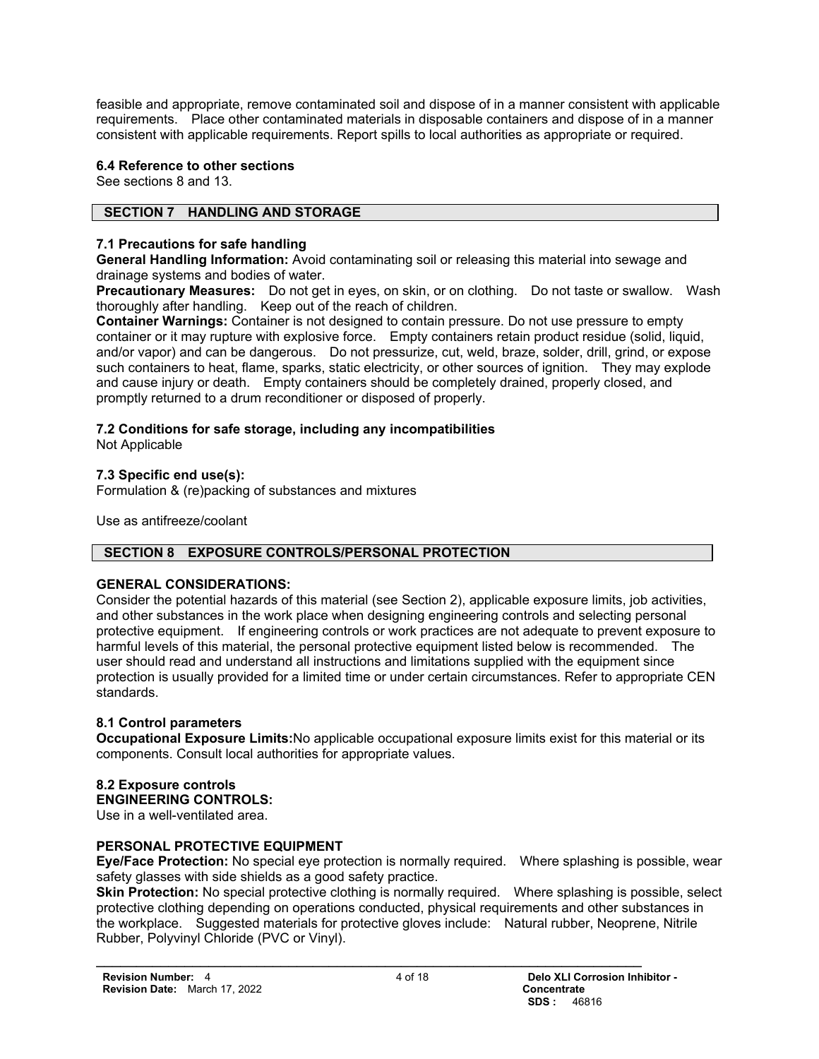feasible and appropriate, remove contaminated soil and dispose of in a manner consistent with applicable requirements. Place other contaminated materials in disposable containers and dispose of in a manner consistent with applicable requirements. Report spills to local authorities as appropriate or required.

### 6.4 Reference to other sections

See sections 8 and 13.

## SECTION 7 HANDLING AND STORAGE

### 7.1 Precautions for safe handling

**General Handling Information:** Avoid contaminating soil or releasing this material into sewage and drainage systems and bodies of water.

**Precautionary Measures:** Do not get in eyes, on skin, or on clothing. Do not taste or swallow. Wash thoroughly after handling. Keep out of the reach of children.

**Container Warnings:** Container is not designed to contain pressure. Do not use pressure to empty container or it may rupture with explosive force. Empty containers retain product residue (solid, liquid, and/or vapor) and can be dangerous. Do not pressurize, cut, weld, braze, solder, drill, grind, or expose such containers to heat, flame, sparks, static electricity, or other sources of ignition. They may explode and cause injury or death. Empty containers should be completely drained, properly closed, and promptly returned to a drum reconditioner or disposed of properly.

### 7.2 Conditions for safe storage, including any incompatibilities

Not Applicable

### 7.3 Specific end use(s):

Formulation & (re)packing of substances and mixtures

Use as antifreeze/coolant

## SECTION 8 EXPOSURE CONTROLS/PERSONAL PROTECTION

**GENERAL CONSIDERATIONS:**

Consider the potential hazards of this material (see Section 2), applicable exposure limits, job activities, and other substances in the work place when designing engineering controls and selecting personal protective equipment. If engineering controls or work practices are not adequate to prevent exposure to harmful levels of this material, the personal protective equipment listed below is recommended. The user should read and understand all instructions and limitations supplied with the equipment since protection is usually provided for a limited time or under certain circumstances. Refer to appropriate CEN standards.

### 8.1 Control parameters

**Occupational Exposure Limits:**No applicable occupational exposure limits exist for this material or its components. Consult local authorities for appropriate values.

### 8.2 Exposure controls

**ENGINEERING CONTROLS:**

Use in a well-ventilated area.

**PERSONAL PROTECTIVE EQUIPMENT**

**Eye/Face Protection:** No special eye protection is normally required. Where splashing is possible, wear safety glasses with side shields as a good safety practice.

**Skin Protection:** No special protective clothing is normally required. Where splashing is possible, select protective clothing depending on operations conducted, physical requirements and other substances in the workplace. Suggested materials for protective gloves include: Natural rubber, Neoprene, Nitrile Rubber, Polyvinyl Chloride (PVC or Vinyl).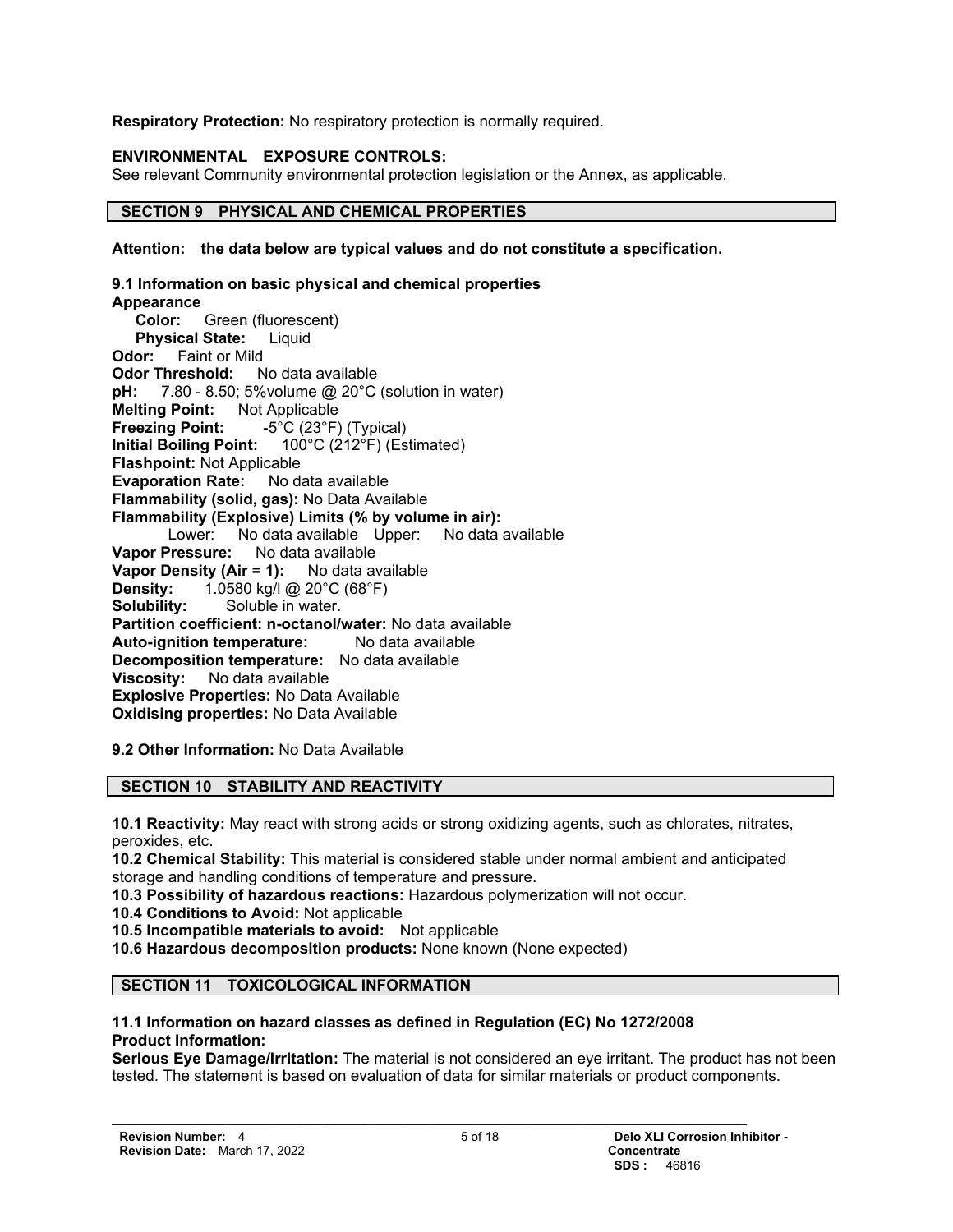**Respiratory Protection:** No respiratory protection is normally required.

**ENVIRONMENTAL EXPOSURE CONTROLS:**
See relevant Community environmental protection legislation or the Annex, as applicable.

## SECTION 9 PHYSICAL AND CHEMICAL PROPERTIES

**Attention: the data below are typical values and do not constitute a specification.**

**9.1 Information on basic physical and chemical properties**
**Appearance**
**Color:** Green (fluorescent)
**Physical State:** Liquid
**Odor:** Faint or Mild
**Odor Threshold:** No data available
**pH:** 7.80 - 8.50; 5%volume @ 20°C (solution in water)
**Melting Point:** Not Applicable
**Freezing Point:** -5°C (23°F) (Typical)
**Initial Boiling Point:** 100°C (212°F) (Estimated)
**Flashpoint:** Not Applicable
**Evaporation Rate:** No data available
**Flammability (solid, gas):** No Data Available
**Flammability (Explosive) Limits (% by volume in air):**
Lower: No data available Upper: No data available
**Vapor Pressure:** No data available
**Vapor Density (Air = 1):** No data available
**Density:** 1.0580 kg/l @ 20°C (68°F)
**Solubility:** Soluble in water.
**Partition coefficient: n-octanol/water:** No data available
**Auto-ignition temperature:** No data available
**Decomposition temperature:** No data available
**Viscosity:** No data available
**Explosive Properties:** No Data Available
**Oxidising properties:** No Data Available

**9.2 Other Information:** No Data Available

## SECTION 10 STABILITY AND REACTIVITY

**10.1 Reactivity:** May react with strong acids or strong oxidizing agents, such as chlorates, nitrates, peroxides, etc.
**10.2 Chemical Stability:** This material is considered stable under normal ambient and anticipated storage and handling conditions of temperature and pressure.
**10.3 Possibility of hazardous reactions:** Hazardous polymerization will not occur.
**10.4 Conditions to Avoid:** Not applicable
**10.5 Incompatible materials to avoid:** Not applicable
**10.6 Hazardous decomposition products:** None known (None expected)

## SECTION 11 TOXICOLOGICAL INFORMATION

**11.1 Information on hazard classes as defined in Regulation (EC) No 1272/2008**
**Product Information:**
**Serious Eye Damage/Irritation:** The material is not considered an eye irritant. The product has not been tested. The statement is based on evaluation of data for similar materials or product components.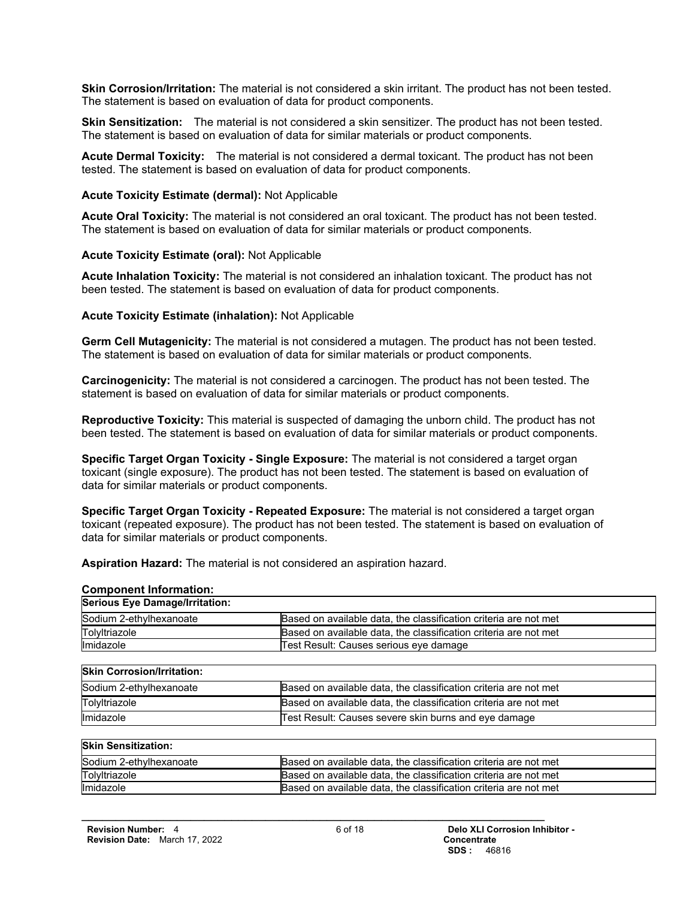**Skin Corrosion/Irritation:** The material is not considered a skin irritant. The product has not been tested. The statement is based on evaluation of data for product components.

**Skin Sensitization:** The material is not considered a skin sensitizer. The product has not been tested. The statement is based on evaluation of data for similar materials or product components.

**Acute Dermal Toxicity:** The material is not considered a dermal toxicant. The product has not been tested. The statement is based on evaluation of data for product components.

**Acute Toxicity Estimate (dermal):** Not Applicable

**Acute Oral Toxicity:** The material is not considered an oral toxicant. The product has not been tested. The statement is based on evaluation of data for similar materials or product components.

**Acute Toxicity Estimate (oral):** Not Applicable

**Acute Inhalation Toxicity:** The material is not considered an inhalation toxicant. The product has not been tested. The statement is based on evaluation of data for product components.

**Acute Toxicity Estimate (inhalation):** Not Applicable

**Germ Cell Mutagenicity:** The material is not considered a mutagen. The product has not been tested. The statement is based on evaluation of data for similar materials or product components.

**Carcinogenicity:** The material is not considered a carcinogen. The product has not been tested. The statement is based on evaluation of data for similar materials or product components.

**Reproductive Toxicity:** This material is suspected of damaging the unborn child. The product has not been tested. The statement is based on evaluation of data for similar materials or product components.

**Specific Target Organ Toxicity - Single Exposure:** The material is not considered a target organ toxicant (single exposure). The product has not been tested. The statement is based on evaluation of data for similar materials or product components.

**Specific Target Organ Toxicity - Repeated Exposure:** The material is not considered a target organ toxicant (repeated exposure). The product has not been tested. The statement is based on evaluation of data for similar materials or product components.

**Aspiration Hazard:** The material is not considered an aspiration hazard.

**Component Information:**

| **Serious Eye Damage/Irritation:** | |
|---|---|
| Sodium 2-ethylhexanoate | Based on available data, the classification criteria are not met |
| Tolyltriazole | Based on available data, the classification criteria are not met |
| Imidazole | Test Result: Causes serious eye damage |

| **Skin Corrosion/Irritation:** | |
|---|---|
| Sodium 2-ethylhexanoate | Based on available data, the classification criteria are not met |
| Tolyltriazole | Based on available data, the classification criteria are not met |
| Imidazole | Test Result: Causes severe skin burns and eye damage |

| **Skin Sensitization:** | |
|---|---|
| Sodium 2-ethylhexanoate | Based on available data, the classification criteria are not met |
| Tolyltriazole | Based on available data, the classification criteria are not met |
| Imidazole | Based on available data, the classification criteria are not met |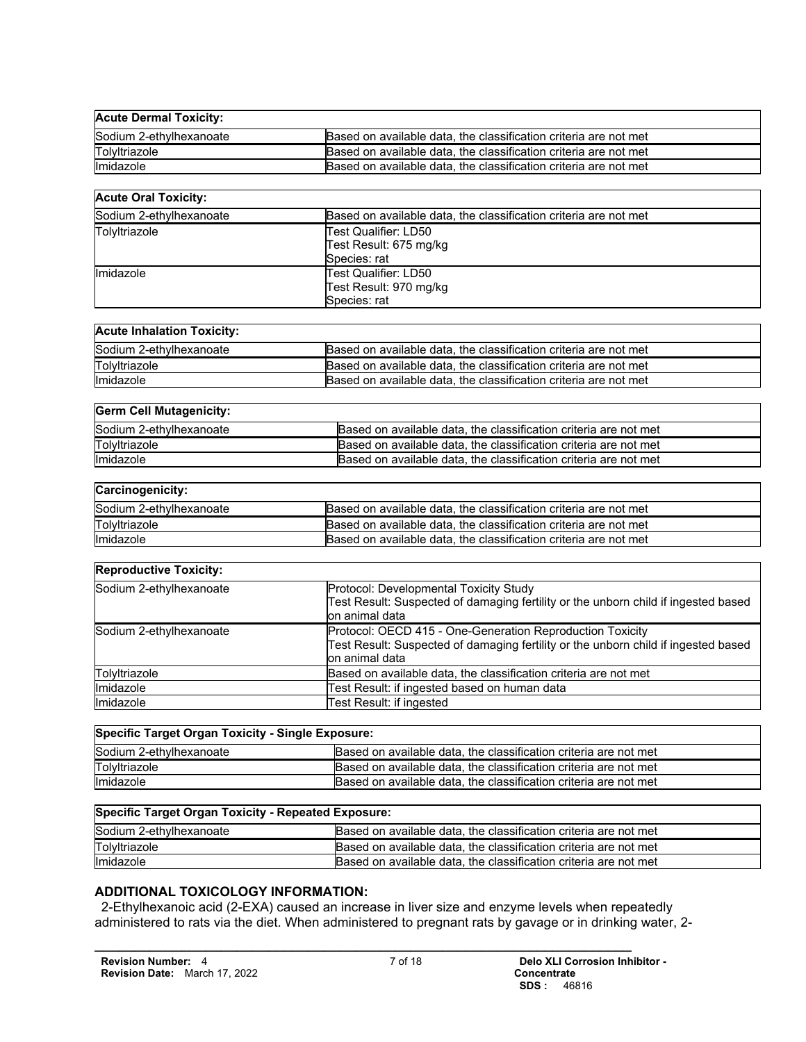| Acute Dermal Toxicity: | |
|---|---|
| Sodium 2-ethylhexanoate | Based on available data, the classification criteria are not met |
| Tolyltriazole | Based on available data, the classification criteria are not met |
| Imidazole | Based on available data, the classification criteria are not met |

| Acute Oral Toxicity: | |
|---|---|
| Sodium 2-ethylhexanoate | Based on available data, the classification criteria are not met |
| Tolyltriazole | Test Qualifier: LD50<br>Test Result: 675 mg/kg<br>Species: rat |
| Imidazole | Test Qualifier: LD50<br>Test Result: 970 mg/kg<br>Species: rat |

| Acute Inhalation Toxicity: | |
|---|---|
| Sodium 2-ethylhexanoate | Based on available data, the classification criteria are not met |
| Tolyltriazole | Based on available data, the classification criteria are not met |
| Imidazole | Based on available data, the classification criteria are not met |

| Germ Cell Mutagenicity: | |
|---|---|
| Sodium 2-ethylhexanoate | Based on available data, the classification criteria are not met |
| Tolyltriazole | Based on available data, the classification criteria are not met |
| Imidazole | Based on available data, the classification criteria are not met |

| Carcinogenicity: | |
|---|---|
| Sodium 2-ethylhexanoate | Based on available data, the classification criteria are not met |
| Tolyltriazole | Based on available data, the classification criteria are not met |
| Imidazole | Based on available data, the classification criteria are not met |

| Reproductive Toxicity: | |
|---|---|
| Sodium 2-ethylhexanoate | Protocol: Developmental Toxicity Study<br>Test Result: Suspected of damaging fertility or the unborn child if ingested based on animal data |
| Sodium 2-ethylhexanoate | Protocol: OECD 415 - One-Generation Reproduction Toxicity<br>Test Result: Suspected of damaging fertility or the unborn child if ingested based on animal data |
| Tolyltriazole | Based on available data, the classification criteria are not met |
| Imidazole | Test Result: if ingested based on human data |
| Imidazole | Test Result: if ingested |

| Specific Target Organ Toxicity - Single Exposure: | |
|---|---|
| Sodium 2-ethylhexanoate | Based on available data, the classification criteria are not met |
| Tolyltriazole | Based on available data, the classification criteria are not met |
| Imidazole | Based on available data, the classification criteria are not met |

| Specific Target Organ Toxicity - Repeated Exposure: | |
|---|---|
| Sodium 2-ethylhexanoate | Based on available data, the classification criteria are not met |
| Tolyltriazole | Based on available data, the classification criteria are not met |
| Imidazole | Based on available data, the classification criteria are not met |

## ADDITIONAL TOXICOLOGY INFORMATION:

2-Ethylhexanoic acid (2-EXA) caused an increase in liver size and enzyme levels when repeatedly administered to rats via the diet. When administered to pregnant rats by gavage or in drinking water, 2-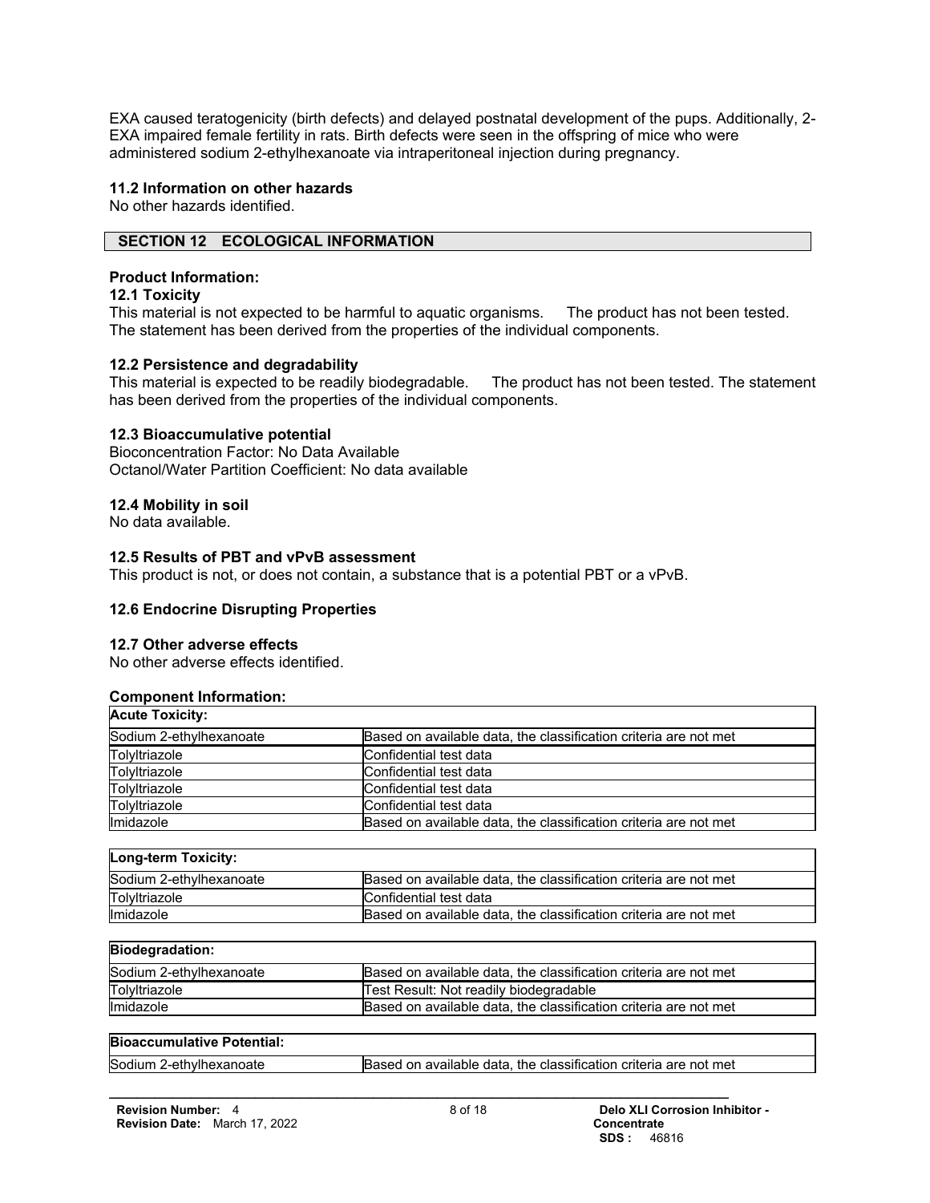EXA caused teratogenicity (birth defects) and delayed postnatal development of the pups. Additionally, 2-EXA impaired female fertility in rats. Birth defects were seen in the offspring of mice who were administered sodium 2-ethylhexanoate via intraperitoneal injection during pregnancy.

### 11.2 Information on other hazards

No other hazards identified.

## SECTION 12 ECOLOGICAL INFORMATION

**Product Information:**

### 12.1 Toxicity

This material is not expected to be harmful to aquatic organisms. The product has not been tested. The statement has been derived from the properties of the individual components.

### 12.2 Persistence and degradability

This material is expected to be readily biodegradable. The product has not been tested. The statement has been derived from the properties of the individual components.

### 12.3 Bioaccumulative potential

Bioconcentration Factor: No Data Available
Octanol/Water Partition Coefficient: No data available

### 12.4 Mobility in soil

No data available.

### 12.5 Results of PBT and vPvB assessment

This product is not, or does not contain, a substance that is a potential PBT or a vPvB.

### 12.6 Endocrine Disrupting Properties

### 12.7 Other adverse effects

No other adverse effects identified.

**Component Information:**

| Acute Toxicity: | |
|---|---|
| Sodium 2-ethylhexanoate | Based on available data, the classification criteria are not met |
| Tolyltriazole | Confidential test data |
| Tolyltriazole | Confidential test data |
| Tolyltriazole | Confidential test data |
| Tolyltriazole | Confidential test data |
| Imidazole | Based on available data, the classification criteria are not met |

| Long-term Toxicity: | |
|---|---|
| Sodium 2-ethylhexanoate | Based on available data, the classification criteria are not met |
| Tolyltriazole | Confidential test data |
| Imidazole | Based on available data, the classification criteria are not met |

| Biodegradation: | |
|---|---|
| Sodium 2-ethylhexanoate | Based on available data, the classification criteria are not met |
| Tolyltriazole | Test Result: Not readily biodegradable |
| Imidazole | Based on available data, the classification criteria are not met |

| Bioaccumulative Potential: | |
|---|---|
| Sodium 2-ethylhexanoate | Based on available data, the classification criteria are not met |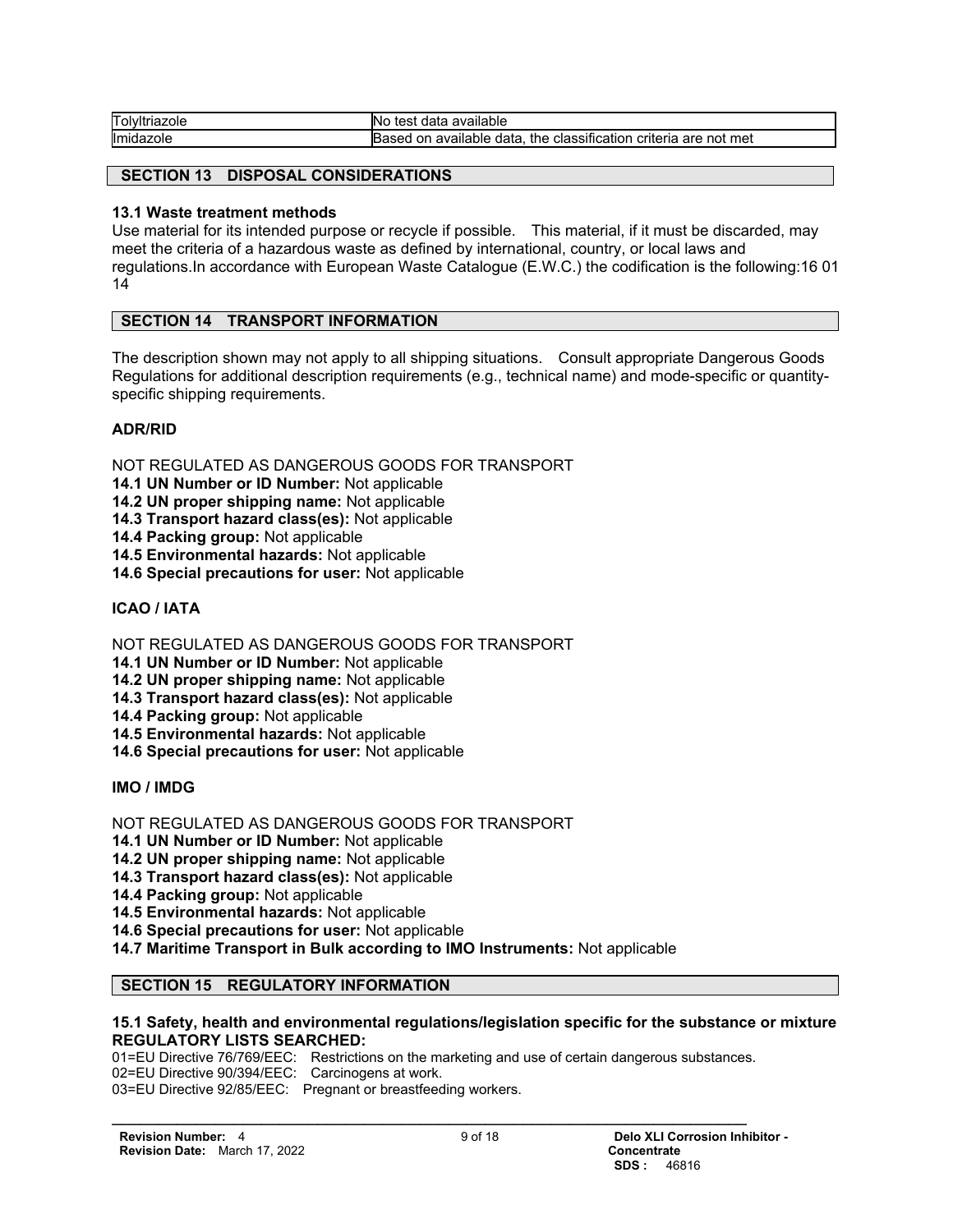| Tolyltriazole | No test data available |
|---|---|
| Imidazole | Based on available data, the classification criteria are not met |

## SECTION 13 DISPOSAL CONSIDERATIONS

### 13.1 Waste treatment methods

Use material for its intended purpose or recycle if possible. This material, if it must be discarded, may meet the criteria of a hazardous waste as defined by international, country, or local laws and regulations.In accordance with European Waste Catalogue (E.W.C.) the codification is the following:16 01 14

## SECTION 14 TRANSPORT INFORMATION

The description shown may not apply to all shipping situations. Consult appropriate Dangerous Goods Regulations for additional description requirements (e.g., technical name) and mode-specific or quantity-specific shipping requirements.

### ADR/RID

NOT REGULATED AS DANGEROUS GOODS FOR TRANSPORT

**14.1 UN Number or ID Number:** Not applicable
**14.2 UN proper shipping name:** Not applicable
**14.3 Transport hazard class(es):** Not applicable
**14.4 Packing group:** Not applicable
**14.5 Environmental hazards:** Not applicable
**14.6 Special precautions for user:** Not applicable

### ICAO / IATA

NOT REGULATED AS DANGEROUS GOODS FOR TRANSPORT

**14.1 UN Number or ID Number:** Not applicable
**14.2 UN proper shipping name:** Not applicable
**14.3 Transport hazard class(es):** Not applicable
**14.4 Packing group:** Not applicable
**14.5 Environmental hazards:** Not applicable
**14.6 Special precautions for user:** Not applicable

### IMO / IMDG

NOT REGULATED AS DANGEROUS GOODS FOR TRANSPORT

**14.1 UN Number or ID Number:** Not applicable
**14.2 UN proper shipping name:** Not applicable
**14.3 Transport hazard class(es):** Not applicable
**14.4 Packing group:** Not applicable
**14.5 Environmental hazards:** Not applicable
**14.6 Special precautions for user:** Not applicable
**14.7 Maritime Transport in Bulk according to IMO Instruments:** Not applicable

## SECTION 15 REGULATORY INFORMATION

### 15.1 Safety, health and environmental regulations/legislation specific for the substance or mixture

**REGULATORY LISTS SEARCHED:**

01=EU Directive 76/769/EEC: Restrictions on the marketing and use of certain dangerous substances.
02=EU Directive 90/394/EEC: Carcinogens at work.
03=EU Directive 92/85/EEC: Pregnant or breastfeeding workers.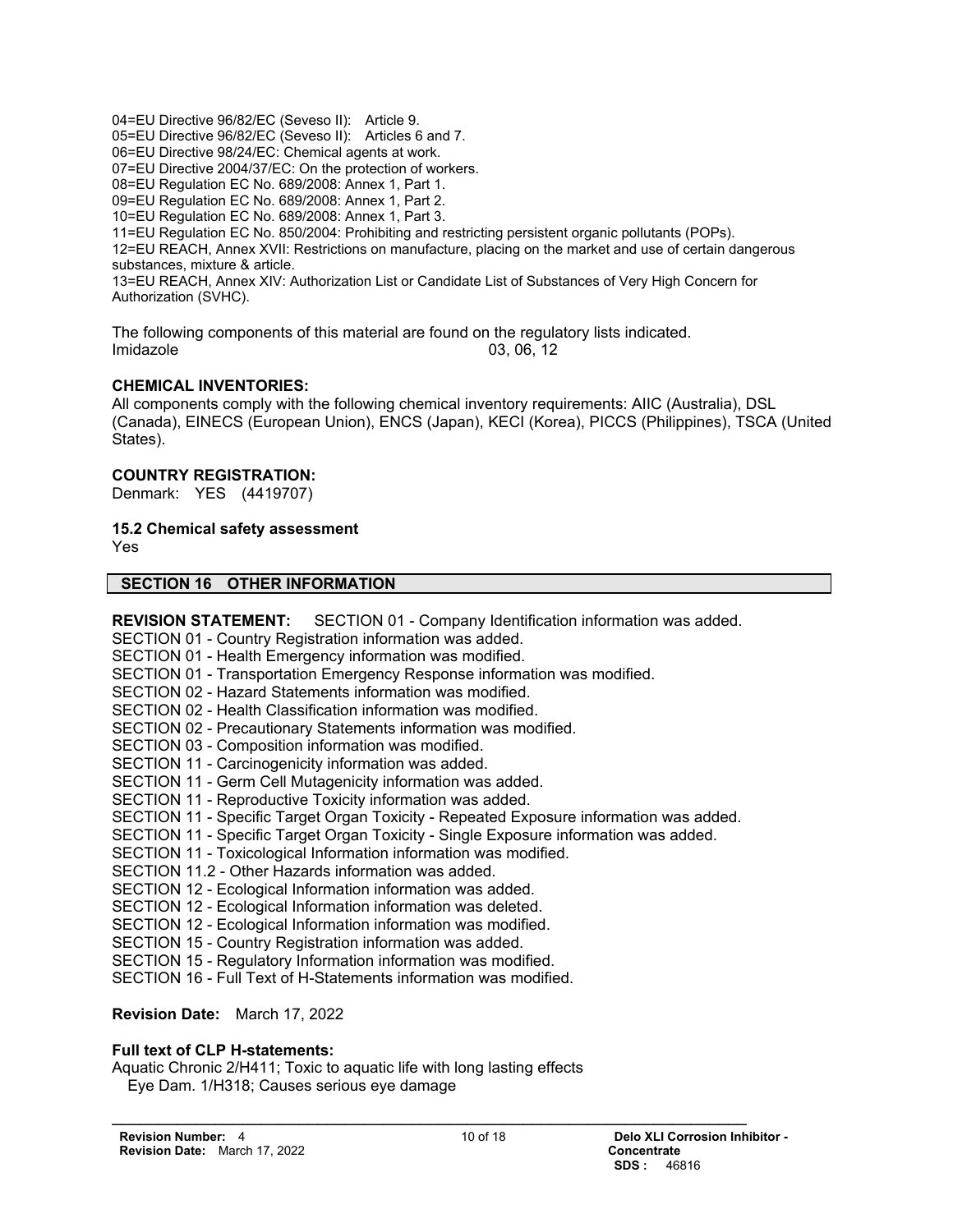04=EU Directive 96/82/EC (Seveso II): Article 9.
05=EU Directive 96/82/EC (Seveso II): Articles 6 and 7.
06=EU Directive 98/24/EC: Chemical agents at work.
07=EU Directive 2004/37/EC: On the protection of workers.
08=EU Regulation EC No. 689/2008: Annex 1, Part 1.
09=EU Regulation EC No. 689/2008: Annex 1, Part 2.
10=EU Regulation EC No. 689/2008: Annex 1, Part 3.
11=EU Regulation EC No. 850/2004: Prohibiting and restricting persistent organic pollutants (POPs).
12=EU REACH, Annex XVII: Restrictions on manufacture, placing on the market and use of certain dangerous substances, mixture & article.
13=EU REACH, Annex XIV: Authorization List or Candidate List of Substances of Very High Concern for Authorization (SVHC).

The following components of this material are found on the regulatory lists indicated.

| | |
|---|---|
| Imidazole | 03, 06, 12 |

**CHEMICAL INVENTORIES:**
All components comply with the following chemical inventory requirements: AIIC (Australia), DSL (Canada), EINECS (European Union), ENCS (Japan), KECI (Korea), PICCS (Philippines), TSCA (United States).

**COUNTRY REGISTRATION:**
Denmark: YES (4419707)

**15.2 Chemical safety assessment**
Yes

## SECTION 16 OTHER INFORMATION

**REVISION STATEMENT:** SECTION 01 - Company Identification information was added.
SECTION 01 - Country Registration information was added.
SECTION 01 - Health Emergency information was modified.
SECTION 01 - Transportation Emergency Response information was modified.
SECTION 02 - Hazard Statements information was modified.
SECTION 02 - Health Classification information was modified.
SECTION 02 - Precautionary Statements information was modified.
SECTION 03 - Composition information was modified.
SECTION 11 - Carcinogenicity information was added.
SECTION 11 - Germ Cell Mutagenicity information was added.
SECTION 11 - Reproductive Toxicity information was added.
SECTION 11 - Specific Target Organ Toxicity - Repeated Exposure information was added.
SECTION 11 - Specific Target Organ Toxicity - Single Exposure information was added.
SECTION 11 - Toxicological Information information was modified.
SECTION 11.2 - Other Hazards information was added.
SECTION 12 - Ecological Information information was added.
SECTION 12 - Ecological Information information was deleted.
SECTION 12 - Ecological Information information was modified.
SECTION 15 - Country Registration information was added.
SECTION 15 - Regulatory Information information was modified.
SECTION 16 - Full Text of H-Statements information was modified.

**Revision Date:** March 17, 2022

**Full text of CLP H-statements:**
Aquatic Chronic 2/H411; Toxic to aquatic life with long lasting effects
Eye Dam. 1/H318; Causes serious eye damage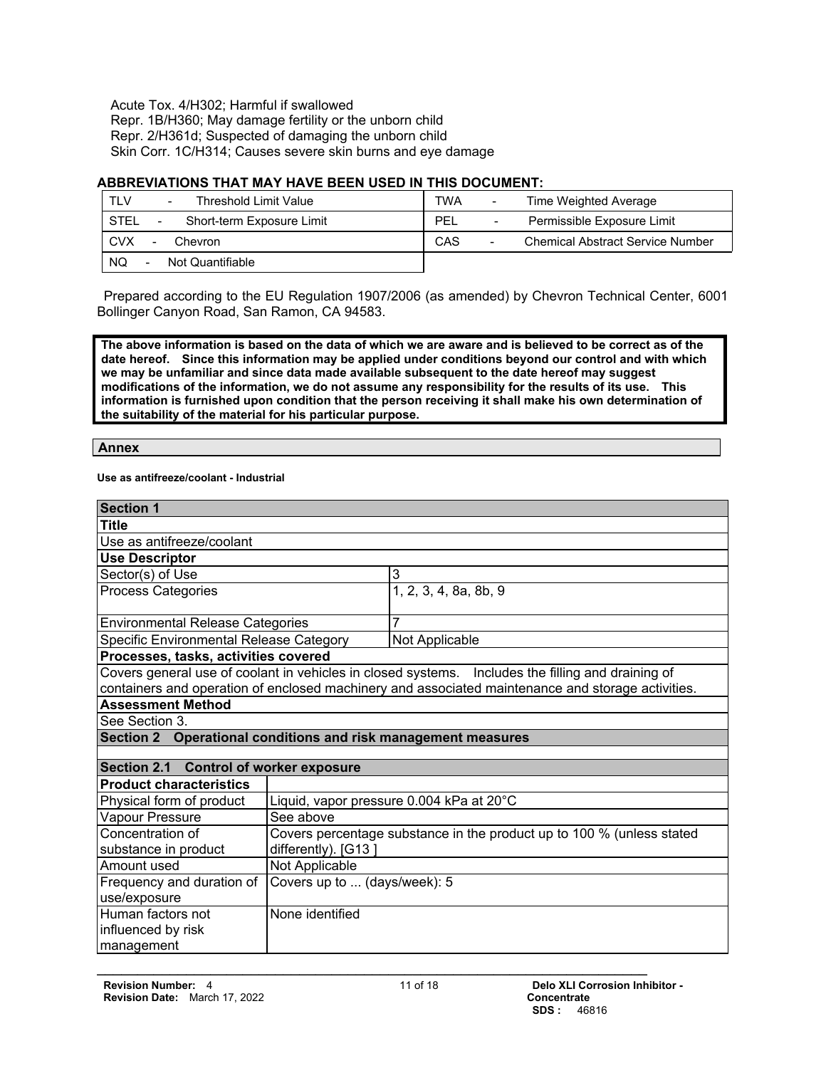Acute Tox. 4/H302; Harmful if swallowed
Repr. 1B/H360; May damage fertility or the unborn child
Repr. 2/H361d; Suspected of damaging the unborn child
Skin Corr. 1C/H314; Causes severe skin burns and eye damage

**ABBREVIATIONS THAT MAY HAVE BEEN USED IN THIS DOCUMENT:**

| | |
|---|---|
| TLV - Threshold Limit Value | TWA - Time Weighted Average |
| STEL - Short-term Exposure Limit | PEL - Permissible Exposure Limit |
| CVX - Chevron | CAS - Chemical Abstract Service Number |
| NQ - Not Quantifiable | |

Prepared according to the EU Regulation 1907/2006 (as amended) by Chevron Technical Center, 6001 Bollinger Canyon Road, San Ramon, CA 94583.

**The above information is based on the data of which we are aware and is believed to be correct as of the date hereof. Since this information may be applied under conditions beyond our control and with which we may be unfamiliar and since data made available subsequent to the date hereof may suggest modifications of the information, we do not assume any responsibility for the results of its use. This information is furnished upon condition that the person receiving it shall make his own determination of the suitability of the material for his particular purpose.**

## Annex

**Use as antifreeze/coolant - Industrial**

| **Section 1** | |
|---|---|
| **Title** | |
| Use as antifreeze/coolant | |
| **Use Descriptor** | |
| Sector(s) of Use | 3 |
| Process Categories | 1, 2, 3, 4, 8a, 8b, 9 |
| Environmental Release Categories | 7 |
| Specific Environmental Release Category | Not Applicable |
| **Processes, tasks, activities covered** | |
| Covers general use of coolant in vehicles in closed systems. Includes the filling and draining of containers and operation of enclosed machinery and associated maintenance and storage activities. | |
| **Assessment Method** | |
| See Section 3. | |
| **Section 2 Operational conditions and risk management measures** | |
| **Section 2.1 Control of worker exposure** | |
| **Product characteristics** | |
| Physical form of product | Liquid, vapor pressure 0.004 kPa at 20°C |
| Vapour Pressure | See above |
| Concentration of substance in product | Covers percentage substance in the product up to 100 % (unless stated differently). [G13 ] |
| Amount used | Not Applicable |
| Frequency and duration of use/exposure | Covers up to ... (days/week): 5 |
| Human factors not influenced by risk management | None identified |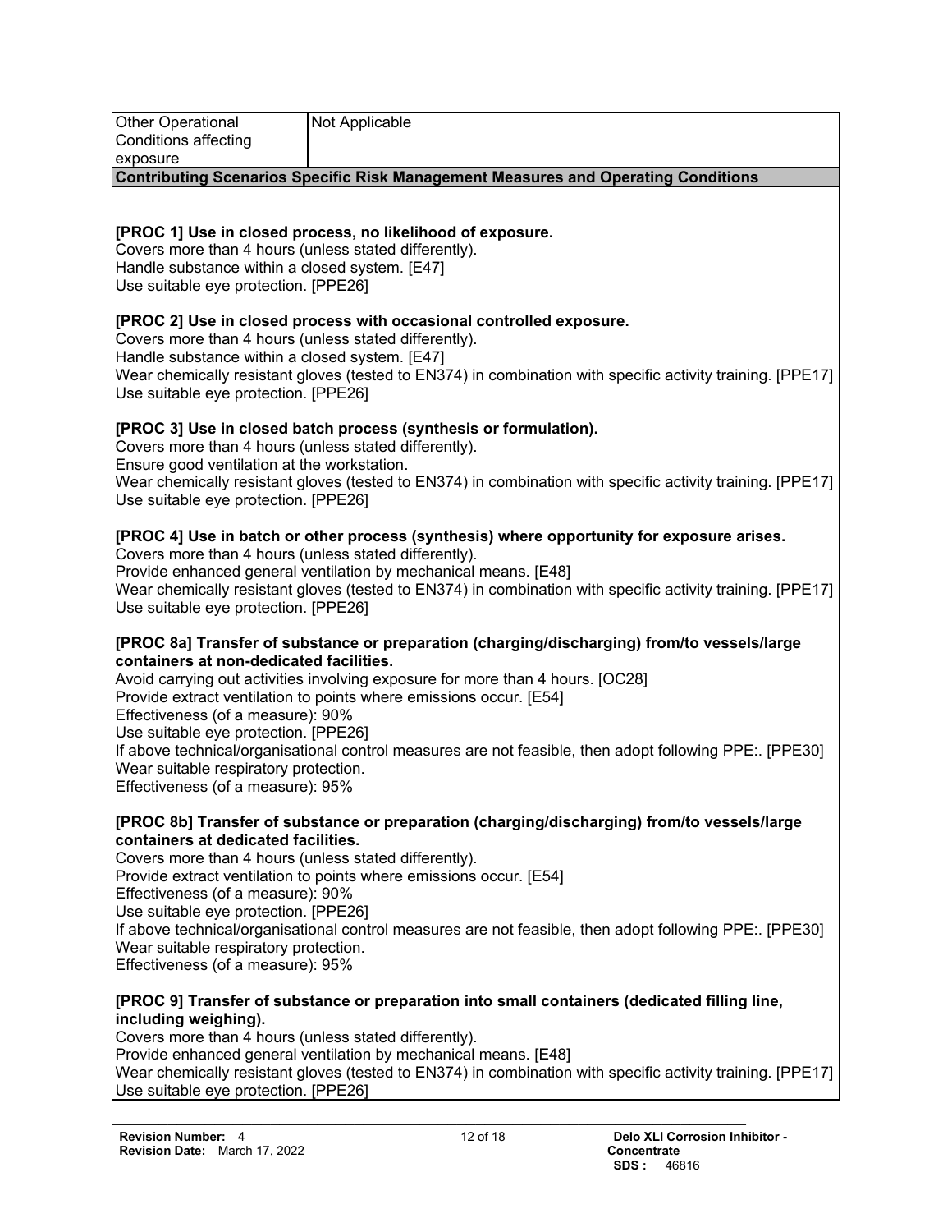| Other Operational Conditions affecting exposure | Not Applicable |
|---|---|

**Contributing Scenarios Specific Risk Management Measures and Operating Conditions**

**[PROC 1] Use in closed process, no likelihood of exposure.**
Covers more than 4 hours (unless stated differently).
Handle substance within a closed system. [E47]
Use suitable eye protection. [PPE26]

**[PROC 2] Use in closed process with occasional controlled exposure.**
Covers more than 4 hours (unless stated differently).
Handle substance within a closed system. [E47]
Wear chemically resistant gloves (tested to EN374) in combination with specific activity training. [PPE17]
Use suitable eye protection. [PPE26]

**[PROC 3] Use in closed batch process (synthesis or formulation).**
Covers more than 4 hours (unless stated differently).
Ensure good ventilation at the workstation.
Wear chemically resistant gloves (tested to EN374) in combination with specific activity training. [PPE17]
Use suitable eye protection. [PPE26]

**[PROC 4] Use in batch or other process (synthesis) where opportunity for exposure arises.**
Covers more than 4 hours (unless stated differently).
Provide enhanced general ventilation by mechanical means. [E48]
Wear chemically resistant gloves (tested to EN374) in combination with specific activity training. [PPE17]
Use suitable eye protection. [PPE26]

**[PROC 8a] Transfer of substance or preparation (charging/discharging) from/to vessels/large containers at non-dedicated facilities.**
Avoid carrying out activities involving exposure for more than 4 hours. [OC28]
Provide extract ventilation to points where emissions occur. [E54]
Effectiveness (of a measure): 90%
Use suitable eye protection. [PPE26]
If above technical/organisational control measures are not feasible, then adopt following PPE:. [PPE30]
Wear suitable respiratory protection.
Effectiveness (of a measure): 95%

**[PROC 8b] Transfer of substance or preparation (charging/discharging) from/to vessels/large containers at dedicated facilities.**
Covers more than 4 hours (unless stated differently).
Provide extract ventilation to points where emissions occur. [E54]
Effectiveness (of a measure): 90%
Use suitable eye protection. [PPE26]
If above technical/organisational control measures are not feasible, then adopt following PPE:. [PPE30]
Wear suitable respiratory protection.
Effectiveness (of a measure): 95%

**[PROC 9] Transfer of substance or preparation into small containers (dedicated filling line, including weighing).**
Covers more than 4 hours (unless stated differently).
Provide enhanced general ventilation by mechanical means. [E48]
Wear chemically resistant gloves (tested to EN374) in combination with specific activity training. [PPE17]
Use suitable eye protection. [PPE26]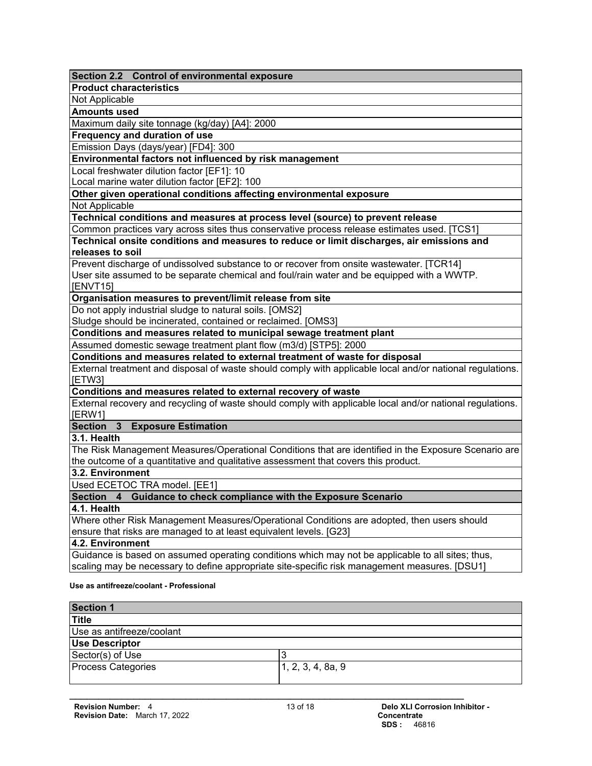| Section 2.2 Control of environmental exposure |
|---|
| **Product characteristics** |
| Not Applicable |
| **Amounts used** |
| Maximum daily site tonnage (kg/day) [A4]: 2000 |
| **Frequency and duration of use** |
| Emission Days (days/year) [FD4]: 300 |
| **Environmental factors not influenced by risk management** |
| Local freshwater dilution factor [EF1]: 10<br>Local marine water dilution factor [EF2]: 100 |
| **Other given operational conditions affecting environmental exposure** |
| Not Applicable |
| **Technical conditions and measures at process level (source) to prevent release** |
| Common practices vary across sites thus conservative process release estimates used. [TCS1] |
| **Technical onsite conditions and measures to reduce or limit discharges, air emissions and releases to soil** |
| Prevent discharge of undissolved substance to or recover from onsite wastewater. [TCR14]<br>User site assumed to be separate chemical and foul/rain water and be equipped with a WWTP. [ENVT15] |
| **Organisation measures to prevent/limit release from site** |
| Do not apply industrial sludge to natural soils. [OMS2]<br>Sludge should be incinerated, contained or reclaimed. [OMS3] |
| **Conditions and measures related to municipal sewage treatment plant** |
| Assumed domestic sewage treatment plant flow (m3/d) [STP5]: 2000 |
| **Conditions and measures related to external treatment of waste for disposal** |
| External treatment and disposal of waste should comply with applicable local and/or national regulations. [ETW3] |
| **Conditions and measures related to external recovery of waste** |
| External recovery and recycling of waste should comply with applicable local and/or national regulations. [ERW1] |

| Section 3 Exposure Estimation |
|---|
| **3.1. Health** |
| The Risk Management Measures/Operational Conditions that are identified in the Exposure Scenario are the outcome of a quantitative and qualitative assessment that covers this product. |
| **3.2. Environment** |
| Used ECETOC TRA model. [EE1] |

| Section 4 Guidance to check compliance with the Exposure Scenario |
|---|
| **4.1. Health** |
| Where other Risk Management Measures/Operational Conditions are adopted, then users should ensure that risks are managed to at least equivalent levels. [G23] |
| **4.2. Environment** |
| Guidance is based on assumed operating conditions which may not be applicable to all sites; thus, scaling may be necessary to define appropriate site-specific risk management measures. [DSU1] |

**Use as antifreeze/coolant - Professional**

| Section 1 | |
|---|---|
| **Title** | |
| Use as antifreeze/coolant | |
| **Use Descriptor** | |
| Sector(s) of Use | 3 |
| Process Categories | 1, 2, 3, 4, 8a, 9 |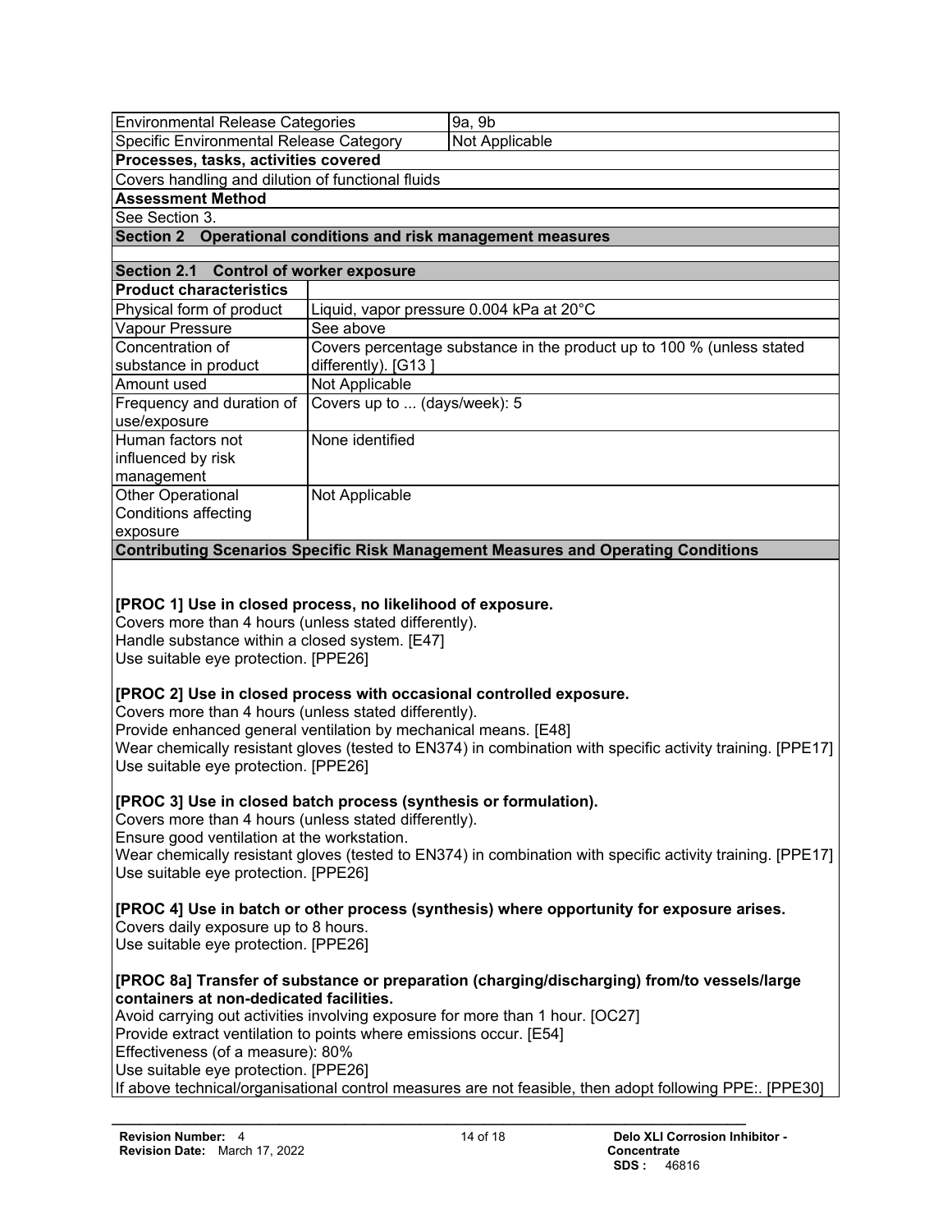| Environmental Release Categories | 9a, 9b |
| --- | --- |
| Specific Environmental Release Category | Not Applicable |

**Processes, tasks, activities covered**

Covers handling and dilution of functional fluids

**Assessment Method**

See Section 3.

## Section 2 Operational conditions and risk management measures

### Section 2.1 Control of worker exposure

| **Product characteristics** | |
| --- | --- |
| Physical form of product | Liquid, vapor pressure 0.004 kPa at 20°C |
| Vapour Pressure | See above |
| Concentration of substance in product | Covers percentage substance in the product up to 100 % (unless stated differently). [G13 ] |
| Amount used | Not Applicable |
| Frequency and duration of use/exposure | Covers up to ... (days/week): 5 |
| Human factors not influenced by risk management | None identified |
| Other Operational Conditions affecting exposure | Not Applicable |

**Contributing Scenarios Specific Risk Management Measures and Operating Conditions**

**[PROC 1] Use in closed process, no likelihood of exposure.**
Covers more than 4 hours (unless stated differently).
Handle substance within a closed system. [E47]
Use suitable eye protection. [PPE26]

**[PROC 2] Use in closed process with occasional controlled exposure.**
Covers more than 4 hours (unless stated differently).
Provide enhanced general ventilation by mechanical means. [E48]
Wear chemically resistant gloves (tested to EN374) in combination with specific activity training. [PPE17]
Use suitable eye protection. [PPE26]

**[PROC 3] Use in closed batch process (synthesis or formulation).**
Covers more than 4 hours (unless stated differently).
Ensure good ventilation at the workstation.
Wear chemically resistant gloves (tested to EN374) in combination with specific activity training. [PPE17]
Use suitable eye protection. [PPE26]

**[PROC 4] Use in batch or other process (synthesis) where opportunity for exposure arises.**
Covers daily exposure up to 8 hours.
Use suitable eye protection. [PPE26]

**[PROC 8a] Transfer of substance or preparation (charging/discharging) from/to vessels/large containers at non-dedicated facilities.**
Avoid carrying out activities involving exposure for more than 1 hour. [OC27]
Provide extract ventilation to points where emissions occur. [E54]
Effectiveness (of a measure): 80%
Use suitable eye protection. [PPE26]
If above technical/organisational control measures are not feasible, then adopt following PPE:. [PPE30]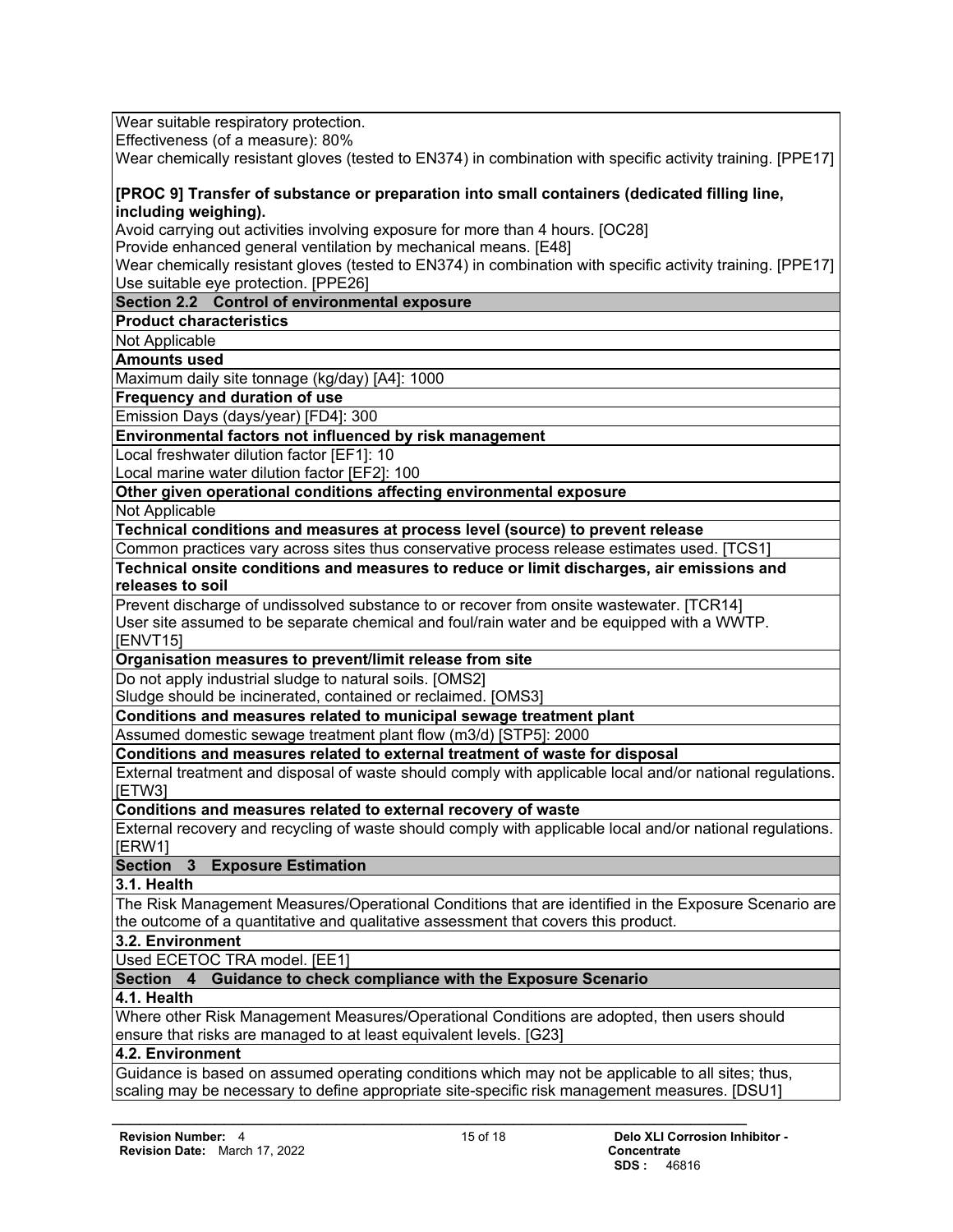Wear suitable respiratory protection.
Effectiveness (of a measure): 80%
Wear chemically resistant gloves (tested to EN374) in combination with specific activity training. [PPE17]

**[PROC 9] Transfer of substance or preparation into small containers (dedicated filling line, including weighing).**
Avoid carrying out activities involving exposure for more than 4 hours. [OC28]
Provide enhanced general ventilation by mechanical means. [E48]
Wear chemically resistant gloves (tested to EN374) in combination with specific activity training. [PPE17]
Use suitable eye protection. [PPE26]

## Section 2.2 Control of environmental exposure

**Product characteristics**

Not Applicable

**Amounts used**

Maximum daily site tonnage (kg/day) [A4]: 1000

**Frequency and duration of use**

Emission Days (days/year) [FD4]: 300

**Environmental factors not influenced by risk management**

Local freshwater dilution factor [EF1]: 10
Local marine water dilution factor [EF2]: 100

**Other given operational conditions affecting environmental exposure**

Not Applicable

**Technical conditions and measures at process level (source) to prevent release**

Common practices vary across sites thus conservative process release estimates used. [TCS1]

**Technical onsite conditions and measures to reduce or limit discharges, air emissions and releases to soil**

Prevent discharge of undissolved substance to or recover from onsite wastewater. [TCR14]
User site assumed to be separate chemical and foul/rain water and be equipped with a WWTP. [ENVT15]

**Organisation measures to prevent/limit release from site**

Do not apply industrial sludge to natural soils. [OMS2]
Sludge should be incinerated, contained or reclaimed. [OMS3]

**Conditions and measures related to municipal sewage treatment plant**

Assumed domestic sewage treatment plant flow (m3/d) [STP5]: 2000

**Conditions and measures related to external treatment of waste for disposal**

External treatment and disposal of waste should comply with applicable local and/or national regulations. [ETW3]

**Conditions and measures related to external recovery of waste**

External recovery and recycling of waste should comply with applicable local and/or national regulations. [ERW1]

## Section 3 Exposure Estimation

**3.1. Health**

The Risk Management Measures/Operational Conditions that are identified in the Exposure Scenario are the outcome of a quantitative and qualitative assessment that covers this product.

**3.2. Environment**

Used ECETOC TRA model. [EE1]

## Section 4 Guidance to check compliance with the Exposure Scenario

**4.1. Health**

Where other Risk Management Measures/Operational Conditions are adopted, then users should ensure that risks are managed to at least equivalent levels. [G23]

**4.2. Environment**

Guidance is based on assumed operating conditions which may not be applicable to all sites; thus, scaling may be necessary to define appropriate site-specific risk management measures. [DSU1]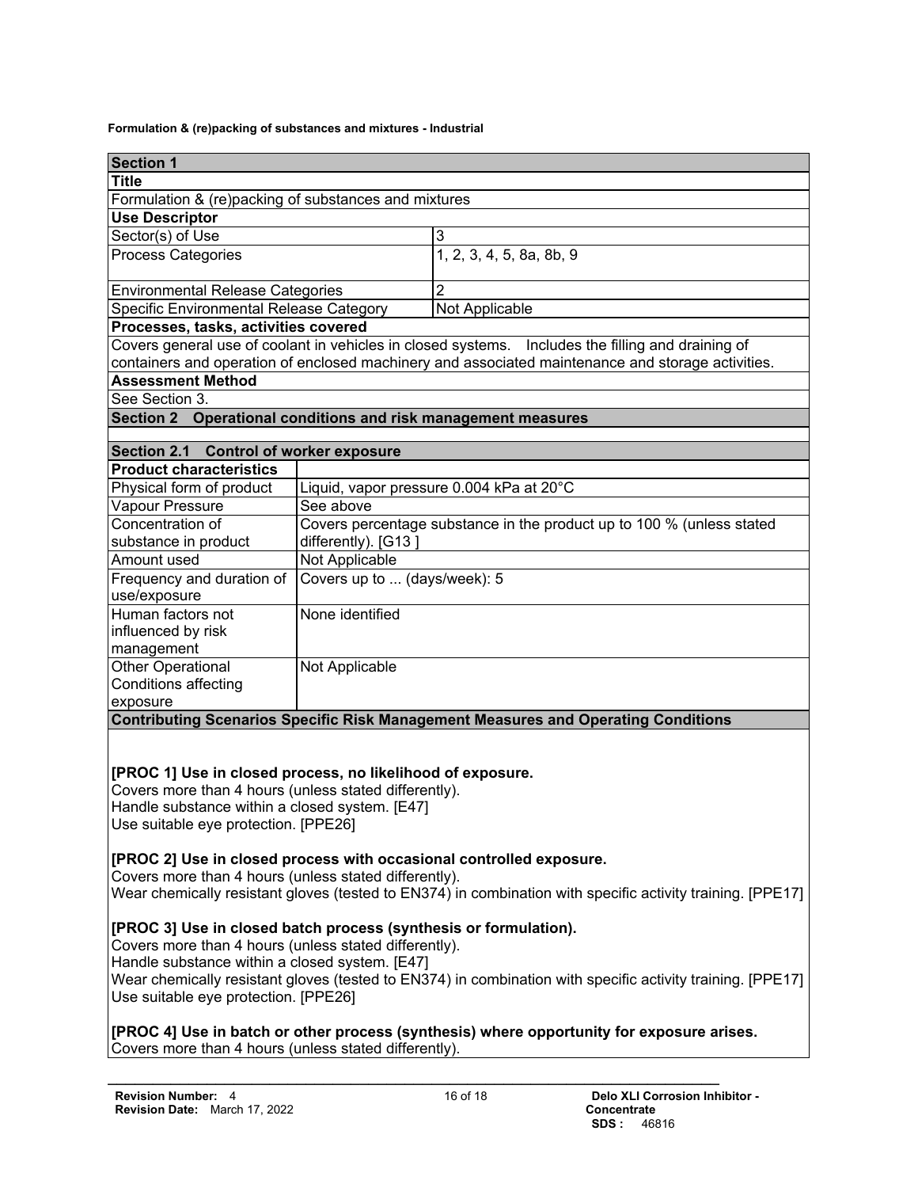**Formulation & (re)packing of substances and mixtures - Industrial**

| Section 1 | |
|---|---|
| **Title** | |
| Formulation & (re)packing of substances and mixtures | |
| **Use Descriptor** | |
| Sector(s) of Use | 3 |
| Process Categories | 1, 2, 3, 4, 5, 8a, 8b, 9 |
| Environmental Release Categories | 2 |
| Specific Environmental Release Category | Not Applicable |
| **Processes, tasks, activities covered** | |
| Covers general use of coolant in vehicles in closed systems. Includes the filling and draining of containers and operation of enclosed machinery and associated maintenance and storage activities. | |
| **Assessment Method** | |
| See Section 3. | |

**Section 2 Operational conditions and risk management measures**

**Section 2.1 Control of worker exposure**

| Product characteristics | |
|---|---|
| Physical form of product | Liquid, vapor pressure 0.004 kPa at 20°C |
| Vapour Pressure | See above |
| Concentration of substance in product | Covers percentage substance in the product up to 100 % (unless stated differently). [G13 ] |
| Amount used | Not Applicable |
| Frequency and duration of use/exposure | Covers up to ... (days/week): 5 |
| Human factors not influenced by risk management | None identified |
| Other Operational Conditions affecting exposure | Not Applicable |

**Contributing Scenarios Specific Risk Management Measures and Operating Conditions**

**[PROC 1] Use in closed process, no likelihood of exposure.**
Covers more than 4 hours (unless stated differently).
Handle substance within a closed system. [E47]
Use suitable eye protection. [PPE26]

**[PROC 2] Use in closed process with occasional controlled exposure.**
Covers more than 4 hours (unless stated differently).
Wear chemically resistant gloves (tested to EN374) in combination with specific activity training. [PPE17]

**[PROC 3] Use in closed batch process (synthesis or formulation).**
Covers more than 4 hours (unless stated differently).
Handle substance within a closed system. [E47]
Wear chemically resistant gloves (tested to EN374) in combination with specific activity training. [PPE17]
Use suitable eye protection. [PPE26]

**[PROC 4] Use in batch or other process (synthesis) where opportunity for exposure arises.**
Covers more than 4 hours (unless stated differently).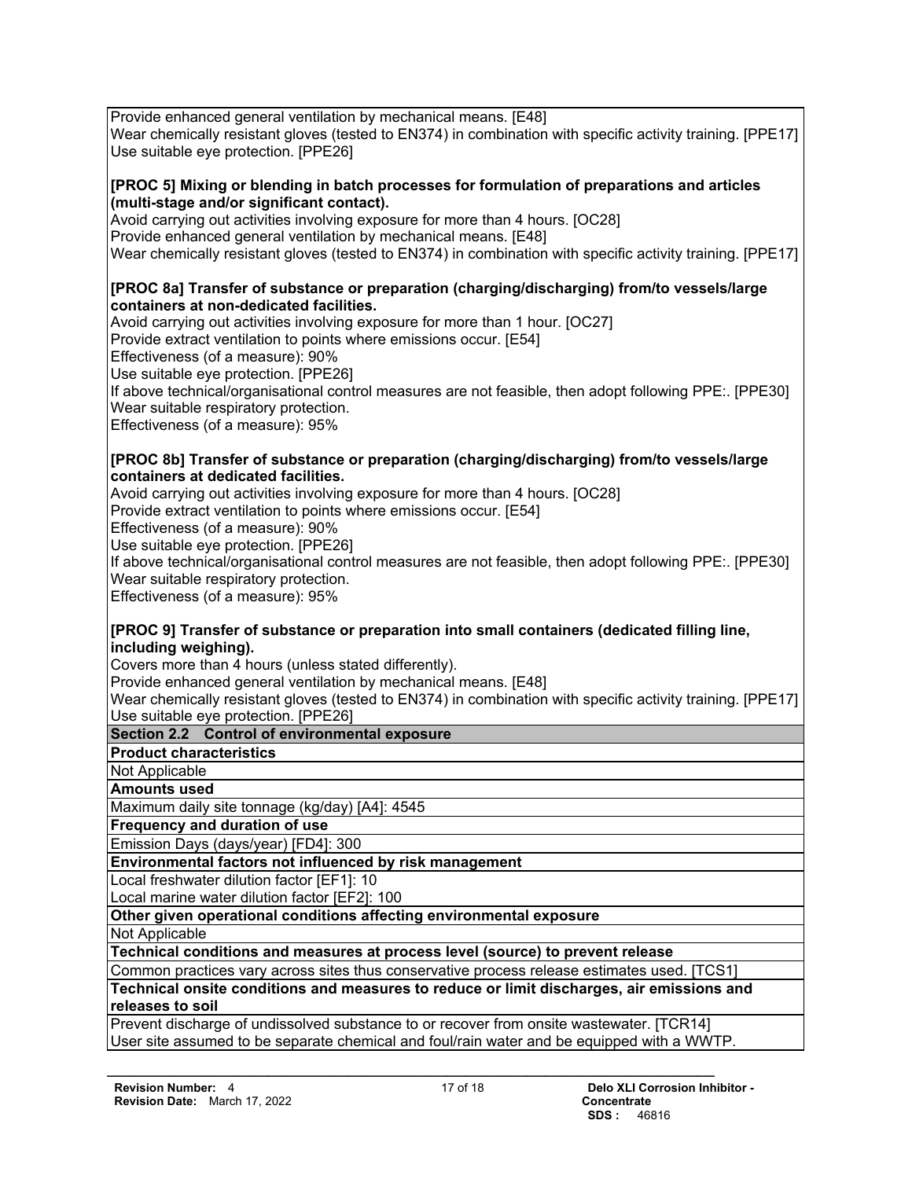Provide enhanced general ventilation by mechanical means. [E48]
Wear chemically resistant gloves (tested to EN374) in combination with specific activity training. [PPE17]
Use suitable eye protection. [PPE26]

**[PROC 5] Mixing or blending in batch processes for formulation of preparations and articles (multi-stage and/or significant contact).**
Avoid carrying out activities involving exposure for more than 4 hours. [OC28]
Provide enhanced general ventilation by mechanical means. [E48]
Wear chemically resistant gloves (tested to EN374) in combination with specific activity training. [PPE17]

**[PROC 8a] Transfer of substance or preparation (charging/discharging) from/to vessels/large containers at non-dedicated facilities.**
Avoid carrying out activities involving exposure for more than 1 hour. [OC27]
Provide extract ventilation to points where emissions occur. [E54]
Effectiveness (of a measure): 90%
Use suitable eye protection. [PPE26]
If above technical/organisational control measures are not feasible, then adopt following PPE:. [PPE30]
Wear suitable respiratory protection.
Effectiveness (of a measure): 95%

**[PROC 8b] Transfer of substance or preparation (charging/discharging) from/to vessels/large containers at dedicated facilities.**
Avoid carrying out activities involving exposure for more than 4 hours. [OC28]
Provide extract ventilation to points where emissions occur. [E54]
Effectiveness (of a measure): 90%
Use suitable eye protection. [PPE26]
If above technical/organisational control measures are not feasible, then adopt following PPE:. [PPE30]
Wear suitable respiratory protection.
Effectiveness (of a measure): 95%

**[PROC 9] Transfer of substance or preparation into small containers (dedicated filling line, including weighing).**
Covers more than 4 hours (unless stated differently).
Provide enhanced general ventilation by mechanical means. [E48]
Wear chemically resistant gloves (tested to EN374) in combination with specific activity training. [PPE17]
Use suitable eye protection. [PPE26]

**Section 2.2 Control of environmental exposure**

**Product characteristics**

Not Applicable

**Amounts used**

Maximum daily site tonnage (kg/day) [A4]: 4545

**Frequency and duration of use**

Emission Days (days/year) [FD4]: 300

**Environmental factors not influenced by risk management**

Local freshwater dilution factor [EF1]: 10
Local marine water dilution factor [EF2]: 100

**Other given operational conditions affecting environmental exposure**

Not Applicable

**Technical conditions and measures at process level (source) to prevent release**

Common practices vary across sites thus conservative process release estimates used. [TCS1]

**Technical onsite conditions and measures to reduce or limit discharges, air emissions and releases to soil**

Prevent discharge of undissolved substance to or recover from onsite wastewater. [TCR14]
User site assumed to be separate chemical and foul/rain water and be equipped with a WWTP.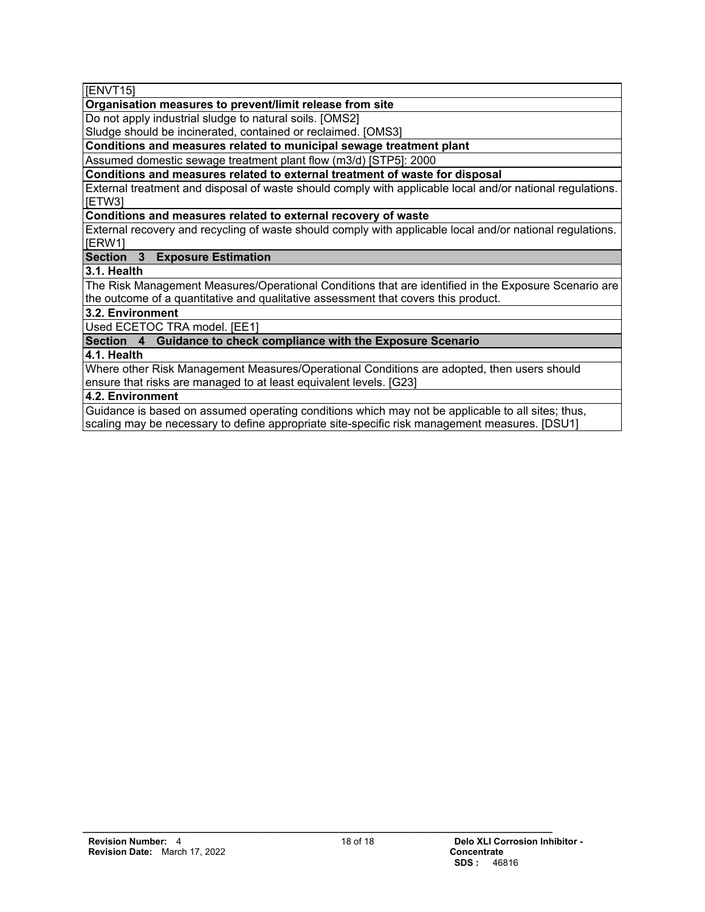[ENVT15]

**Organisation measures to prevent/limit release from site**

Do not apply industrial sludge to natural soils. [OMS2]
Sludge should be incinerated, contained or reclaimed. [OMS3]

**Conditions and measures related to municipal sewage treatment plant**

Assumed domestic sewage treatment plant flow (m3/d) [STP5]: 2000

**Conditions and measures related to external treatment of waste for disposal**

External treatment and disposal of waste should comply with applicable local and/or national regulations. [ETW3]

**Conditions and measures related to external recovery of waste**

External recovery and recycling of waste should comply with applicable local and/or national regulations. [ERW1]

## Section 3 Exposure Estimation

**3.1. Health**

The Risk Management Measures/Operational Conditions that are identified in the Exposure Scenario are the outcome of a quantitative and qualitative assessment that covers this product.

**3.2. Environment**

Used ECETOC TRA model. [EE1]

## Section 4 Guidance to check compliance with the Exposure Scenario

**4.1. Health**

Where other Risk Management Measures/Operational Conditions are adopted, then users should ensure that risks are managed to at least equivalent levels. [G23]

**4.2. Environment**

Guidance is based on assumed operating conditions which may not be applicable to all sites; thus, scaling may be necessary to define appropriate site-specific risk management measures. [DSU1]